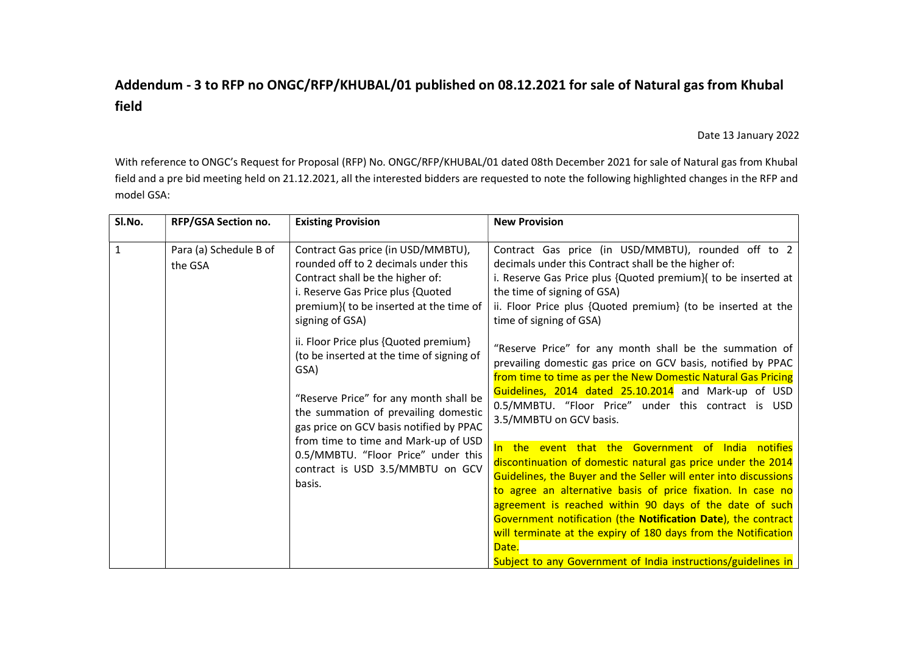# Addendum - 3 to RFP no ONGC/RFP/KHUBAL/01 published on 08.12.2021 for sale of Natural gas from Khubal field

Date 13 January 2022

With reference to ONGC's Request for Proposal (RFP) No. ONGC/RFP/KHUBAL/01 dated 08th December 2021 for sale of Natural gas from Khubal field and a pre bid meeting held on 21.12.2021, all the interested bidders are requested to note the following highlighted changes in the RFP and model GSA:

| Sl.No. | RFP/GSA Section no. | Existing Provision | New Provision |
|---|---|---|---|
| 1 | Para (a) Schedule B of the GSA | Contract Gas price (in USD/MMBTU), rounded off to 2 decimals under this Contract shall be the higher of:<br>i. Reserve Gas Price plus {Quoted premium}( to be inserted at the time of signing of GSA)<br><br>ii. Floor Price plus {Quoted premium} (to be inserted at the time of signing of GSA)<br><br>"Reserve Price" for any month shall be the summation of prevailing domestic gas price on GCV basis notified by PPAC from time to time and Mark-up of USD 0.5/MMBTU. "Floor Price" under this contract is USD 3.5/MMBTU on GCV basis. | Contract Gas price (in USD/MMBTU), rounded off to 2 decimals under this Contract shall be the higher of:<br>i. Reserve Gas Price plus {Quoted premium}( to be inserted at the time of signing of GSA)<br>ii. Floor Price plus {Quoted premium} (to be inserted at the time of signing of GSA)<br><br>"Reserve Price" for any month shall be the summation of prevailing domestic gas price on GCV basis, notified by PPAC from time to time as per the New Domestic Natural Gas Pricing Guidelines, 2014 dated 25.10.2014 and Mark-up of USD 0.5/MMBTU. "Floor Price" under this contract is USD 3.5/MMBTU on GCV basis.<br><br>In the event that the Government of India notifies discontinuation of domestic natural gas price under the 2014 Guidelines, the Buyer and the Seller will enter into discussions to agree an alternative basis of price fixation. In case no agreement is reached within 90 days of the date of such Government notification (the **Notification Date**), the contract will terminate at the expiry of 180 days from the Notification Date.<br>Subject to any Government of India instructions/guidelines in |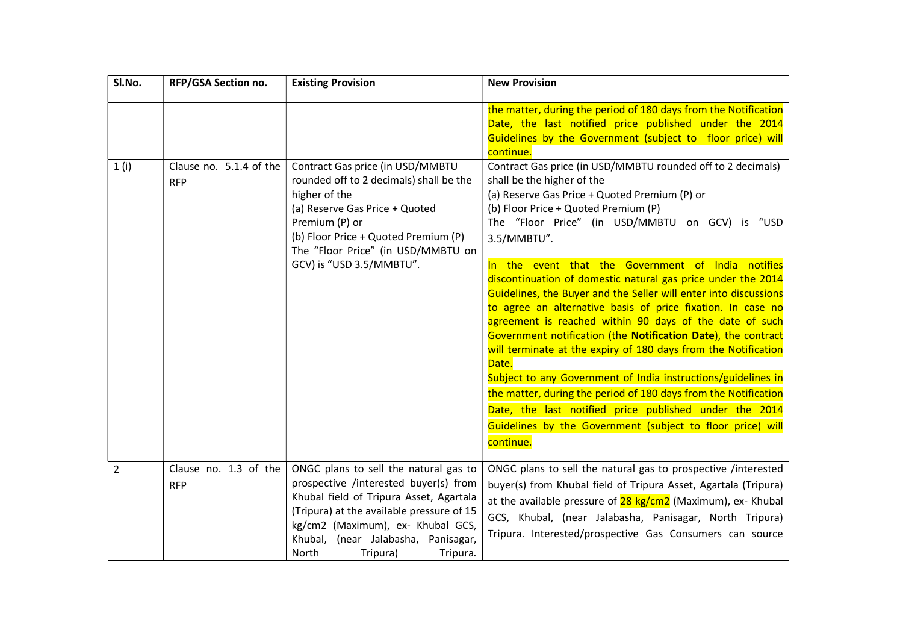| Sl.No. | RFP/GSA Section no. | Existing Provision | New Provision |
|---|---|---|---|
| | | | the matter, during the period of 180 days from the Notification Date, the last notified price published under the 2014 Guidelines by the Government (subject to floor price) will continue. |
| 1 (i) | Clause no. 5.1.4 of the RFP | Contract Gas price (in USD/MMBTU rounded off to 2 decimals) shall be the higher of the<br>(a) Reserve Gas Price + Quoted Premium (P) or<br>(b) Floor Price + Quoted Premium (P)<br>The "Floor Price" (in USD/MMBTU on GCV) is "USD 3.5/MMBTU". | Contract Gas price (in USD/MMBTU rounded off to 2 decimals) shall be the higher of the<br>(a) Reserve Gas Price + Quoted Premium (P) or<br>(b) Floor Price + Quoted Premium (P)<br>The "Floor Price" (in USD/MMBTU on GCV) is "USD 3.5/MMBTU".<br><br>In the event that the Government of India notifies discontinuation of domestic natural gas price under the 2014 Guidelines, the Buyer and the Seller will enter into discussions to agree an alternative basis of price fixation. In case no agreement is reached within 90 days of the date of such Government notification (the **Notification Date**), the contract will terminate at the expiry of 180 days from the Notification Date.<br>Subject to any Government of India instructions/guidelines in the matter, during the period of 180 days from the Notification Date, the last notified price published under the 2014 Guidelines by the Government (subject to floor price) will continue. |
| 2 | Clause no. 1.3 of the RFP | ONGC plans to sell the natural gas to prospective /interested buyer(s) from Khubal field of Tripura Asset, Agartala (Tripura) at the available pressure of 15 kg/cm2 (Maximum), ex- Khubal GCS, Khubal, (near Jalabasha, Panisagar, North Tripura) Tripura. | ONGC plans to sell the natural gas to prospective /interested buyer(s) from Khubal field of Tripura Asset, Agartala (Tripura) at the available pressure of 28 kg/cm2 (Maximum), ex- Khubal GCS, Khubal, (near Jalabasha, Panisagar, North Tripura) Tripura. Interested/prospective Gas Consumers can source |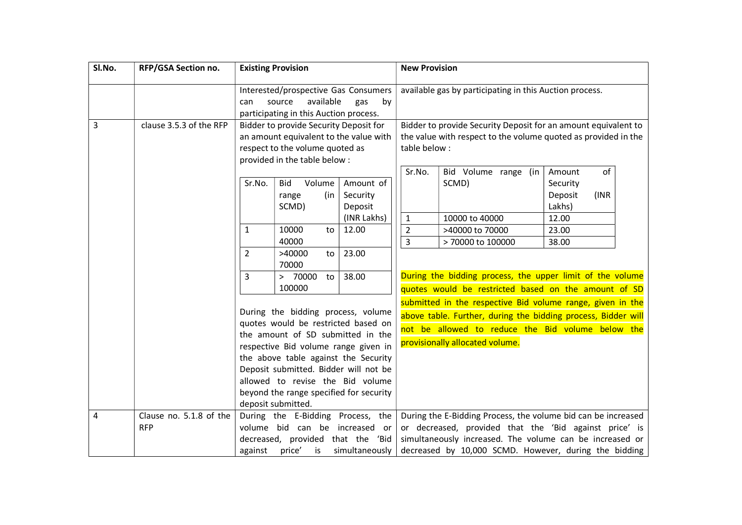| Sl.No. | RFP/GSA Section no. | Existing Provision | New Provision |
|---|---|---|---|
| | | Interested/prospective Gas Consumers can source available gas by participating in this Auction process. | available gas by participating in this Auction process. |
| 3 | clause 3.5.3 of the RFP | Bidder to provide Security Deposit for an amount equivalent to the value with respect to the volume quoted as provided in the table below :<br><br>Sr.No. \| Bid Volume range (in SCMD) \| Amount of Security Deposit (INR Lakhs)<br>1 \| 10000 to 40000 \| 12.00<br>2 \| >40000 to 70000 \| 23.00<br>3 \| > 70000 to 100000 \| 38.00<br><br>During the bidding process, volume quotes would be restricted based on the amount of SD submitted in the respective Bid volume range given in the above table against the Security Deposit submitted. Bidder will not be allowed to revise the Bid volume beyond the range specified for security deposit submitted. | Bidder to provide Security Deposit for an amount equivalent to the value with respect to the volume quoted as provided in the table below :<br><br>Sr.No. \| Bid Volume range (in SCMD) \| Amount of Security Deposit (INR Lakhs)<br>1 \| 10000 to 40000 \| 12.00<br>2 \| >40000 to 70000 \| 23.00<br>3 \| > 70000 to 100000 \| 38.00<br><br>During the bidding process, the upper limit of the volume quotes would be restricted based on the amount of SD submitted in the respective Bid volume range, given in the above table. Further, during the bidding process, Bidder will not be allowed to reduce the Bid volume below the provisionally allocated volume. |
| 4 | Clause no. 5.1.8 of the RFP | During the E-Bidding Process, the volume bid can be increased or decreased, provided that the 'Bid against price' is simultaneously | During the E-Bidding Process, the volume bid can be increased or decreased, provided that the 'Bid against price' is simultaneously increased. The volume can be increased or decreased by 10,000 SCMD. However, during the bidding |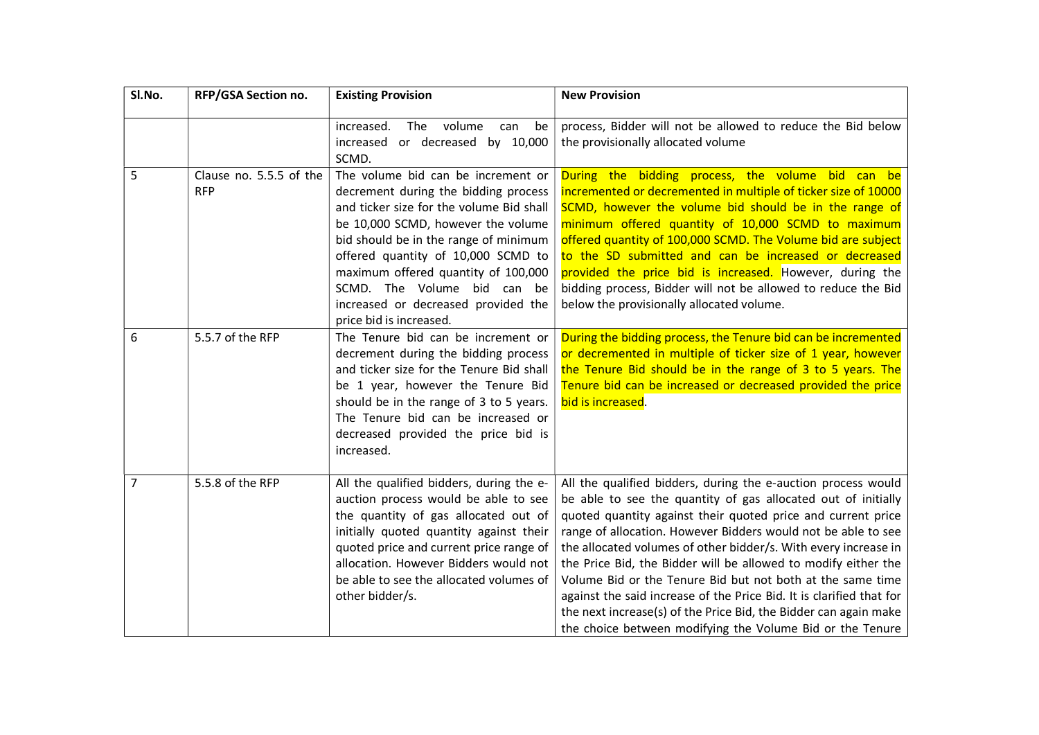| Sl.No. | RFP/GSA Section no. | Existing Provision | New Provision |
|---|---|---|---|
| | | increased. The volume can be increased or decreased by 10,000 SCMD. | process, Bidder will not be allowed to reduce the Bid below the provisionally allocated volume |
| 5 | Clause no. 5.5.5 of the RFP | The volume bid can be increment or decrement during the bidding process and ticker size for the volume Bid shall be 10,000 SCMD, however the volume bid should be in the range of minimum offered quantity of 10,000 SCMD to maximum offered quantity of 100,000 SCMD. The Volume bid can be increased or decreased provided the price bid is increased. | During the bidding process, the volume bid can be incremented or decremented in multiple of ticker size of 10000 SCMD, however the volume bid should be in the range of minimum offered quantity of 10,000 SCMD to maximum offered quantity of 100,000 SCMD. The Volume bid are subject to the SD submitted and can be increased or decreased provided the price bid is increased. However, during the bidding process, Bidder will not be allowed to reduce the Bid below the provisionally allocated volume. |
| 6 | 5.5.7 of the RFP | The Tenure bid can be increment or decrement during the bidding process and ticker size for the Tenure Bid shall be 1 year, however the Tenure Bid should be in the range of 3 to 5 years. The Tenure bid can be increased or decreased provided the price bid is increased. | During the bidding process, the Tenure bid can be incremented or decremented in multiple of ticker size of 1 year, however the Tenure Bid should be in the range of 3 to 5 years. The Tenure bid can be increased or decreased provided the price bid is increased. |
| 7 | 5.5.8 of the RFP | All the qualified bidders, during the e-auction process would be able to see the quantity of gas allocated out of initially quoted quantity against their quoted price and current price range of allocation. However Bidders would not be able to see the allocated volumes of other bidder/s. | All the qualified bidders, during the e-auction process would be able to see the quantity of gas allocated out of initially quoted quantity against their quoted price and current price range of allocation. However Bidders would not be able to see the allocated volumes of other bidder/s. With every increase in the Price Bid, the Bidder will be allowed to modify either the Volume Bid or the Tenure Bid but not both at the same time against the said increase of the Price Bid. It is clarified that for the next increase(s) of the Price Bid, the Bidder can again make the choice between modifying the Volume Bid or the Tenure |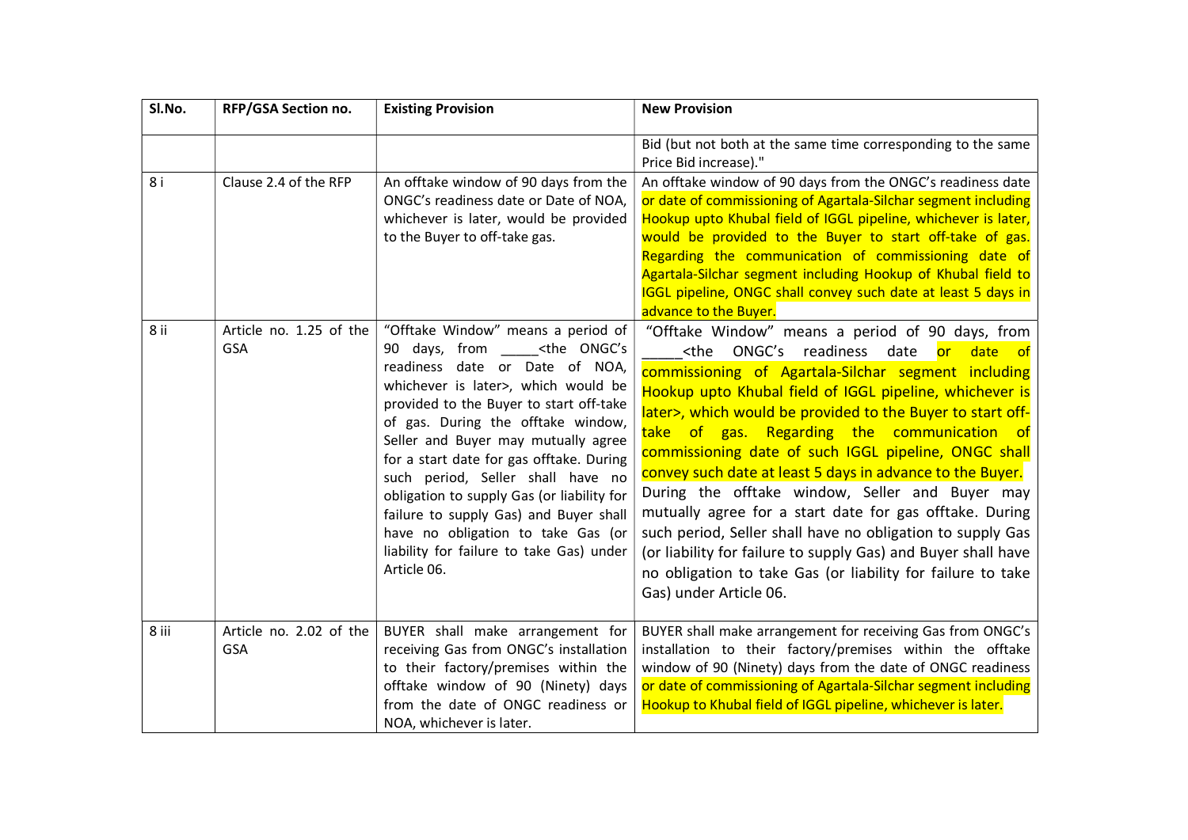| Sl.No. | RFP/GSA Section no. | Existing Provision | New Provision |
|---|---|---|---|
| | | | Bid (but not both at the same time corresponding to the same Price Bid increase)." |
| 8 i | Clause 2.4 of the RFP | An offtake window of 90 days from the ONGC's readiness date or Date of NOA, whichever is later, would be provided to the Buyer to off-take gas. | An offtake window of 90 days from the ONGC's readiness date or date of commissioning of Agartala-Silchar segment including Hookup upto Khubal field of IGGL pipeline, whichever is later, would be provided to the Buyer to start off-take of gas. Regarding the communication of commissioning date of Agartala-Silchar segment including Hookup of Khubal field to IGGL pipeline, ONGC shall convey such date at least 5 days in advance to the Buyer. |
| 8 ii | Article no. 1.25 of the GSA | "Offtake Window" means a period of 90 days, from _____<the ONGC's readiness date or Date of NOA, whichever is later>, which would be provided to the Buyer to start off-take of gas. During the offtake window, Seller and Buyer may mutually agree for a start date for gas offtake. During such period, Seller shall have no obligation to supply Gas (or liability for failure to supply Gas) and Buyer shall have no obligation to take Gas (or liability for failure to take Gas) under Article 06. | "Offtake Window" means a period of 90 days, from _____<the ONGC's readiness date or date of commissioning of Agartala-Silchar segment including Hookup upto Khubal field of IGGL pipeline, whichever is later>, which would be provided to the Buyer to start off-take of gas. Regarding the communication of commissioning date of such IGGL pipeline, ONGC shall convey such date at least 5 days in advance to the Buyer. During the offtake window, Seller and Buyer may mutually agree for a start date for gas offtake. During such period, Seller shall have no obligation to supply Gas (or liability for failure to supply Gas) and Buyer shall have no obligation to take Gas (or liability for failure to take Gas) under Article 06. |
| 8 iii | Article no. 2.02 of the GSA | BUYER shall make arrangement for receiving Gas from ONGC's installation to their factory/premises within the offtake window of 90 (Ninety) days from the date of ONGC readiness or NOA, whichever is later. | BUYER shall make arrangement for receiving Gas from ONGC's installation to their factory/premises within the offtake window of 90 (Ninety) days from the date of ONGC readiness or date of commissioning of Agartala-Silchar segment including Hookup to Khubal field of IGGL pipeline, whichever is later. |